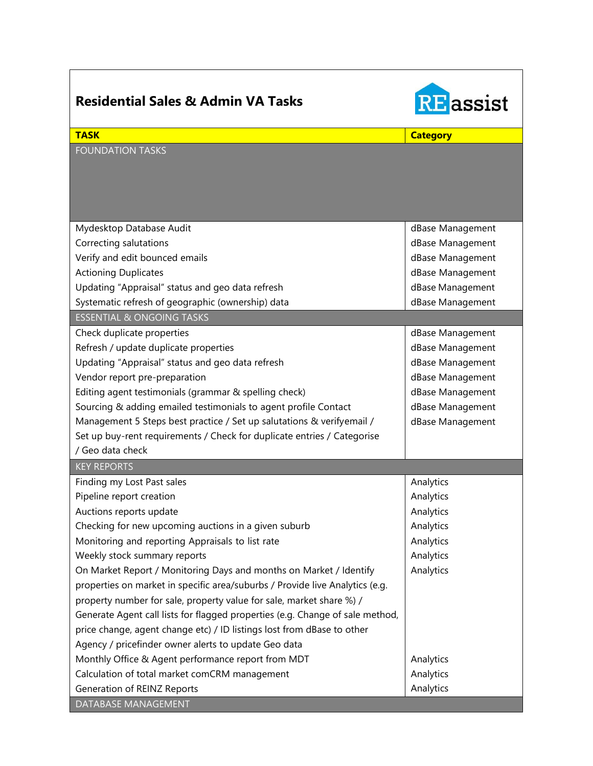## Residential Sales & Admin VA Tasks

REassist

| TASK | Category |
|---|---|
| FOUNDATION TASKS | |
| Mydesktop Database Audit | dBase Management |
| Correcting salutations | dBase Management |
| Verify and edit bounced emails | dBase Management |
| Actioning Duplicates | dBase Management |
| Updating "Appraisal" status and geo data refresh | dBase Management |
| Systematic refresh of geographic (ownership) data | dBase Management |
| ESSENTIAL & ONGOING TASKS | |
| Check duplicate properties | dBase Management |
| Refresh / update duplicate properties | dBase Management |
| Updating "Appraisal" status and geo data refresh | dBase Management |
| Vendor report pre-preparation | dBase Management |
| Editing agent testimonials (grammar & spelling check) | dBase Management |
| Sourcing & adding emailed testimonials to agent profile Contact | dBase Management |
| Management 5 Steps best practice / Set up salutations & verifyemail / Set up buy-rent requirements / Check for duplicate entries / Categorise / Geo data check | dBase Management |
| KEY REPORTS | |
| Finding my Lost Past sales | Analytics |
| Pipeline report creation | Analytics |
| Auctions reports update | Analytics |
| Checking for new upcoming auctions in a given suburb | Analytics |
| Monitoring and reporting Appraisals to list rate | Analytics |
| Weekly stock summary reports | Analytics |
| On Market Report / Monitoring Days and months on Market / Identify properties on market in specific area/suburbs / Provide live Analytics (e.g. property number for sale, property value for sale, market share %) / Generate Agent call lists for flagged properties (e.g. Change of sale method, price change, agent change etc) / ID listings lost from dBase to other Agency / pricefinder owner alerts to update Geo data | Analytics |
| Monthly Office & Agent performance report from MDT | Analytics |
| Calculation of total market comCRM management | Analytics |
| Generation of REINZ Reports | Analytics |
| DATABASE MANAGEMENT | |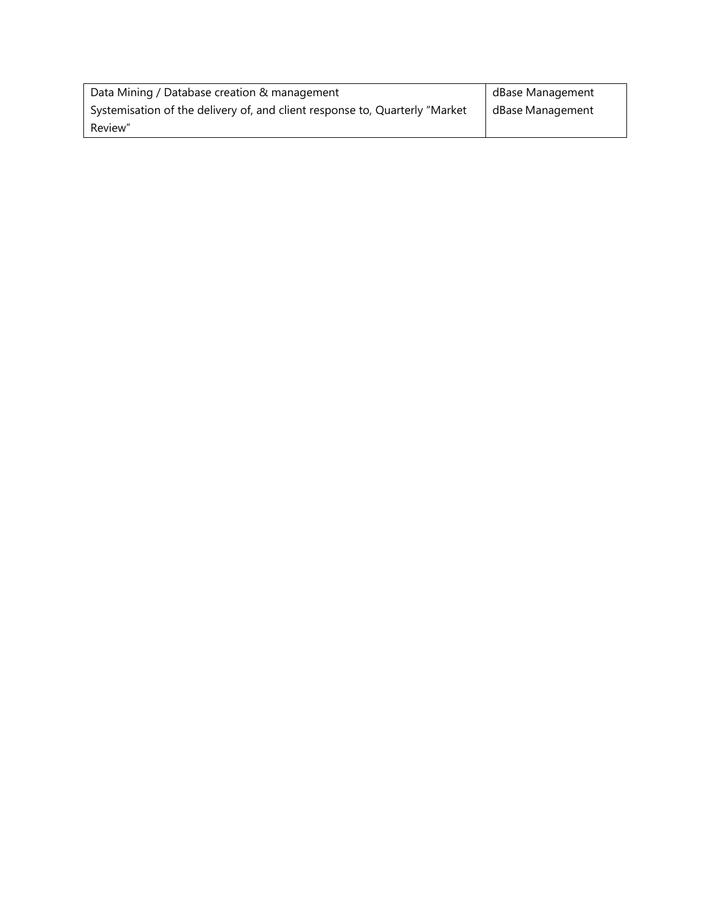| Data Mining / Database creation & management | dBase Management |
| --- | --- |
| Systemisation of the delivery of, and client response to, Quarterly "Market Review" | dBase Management |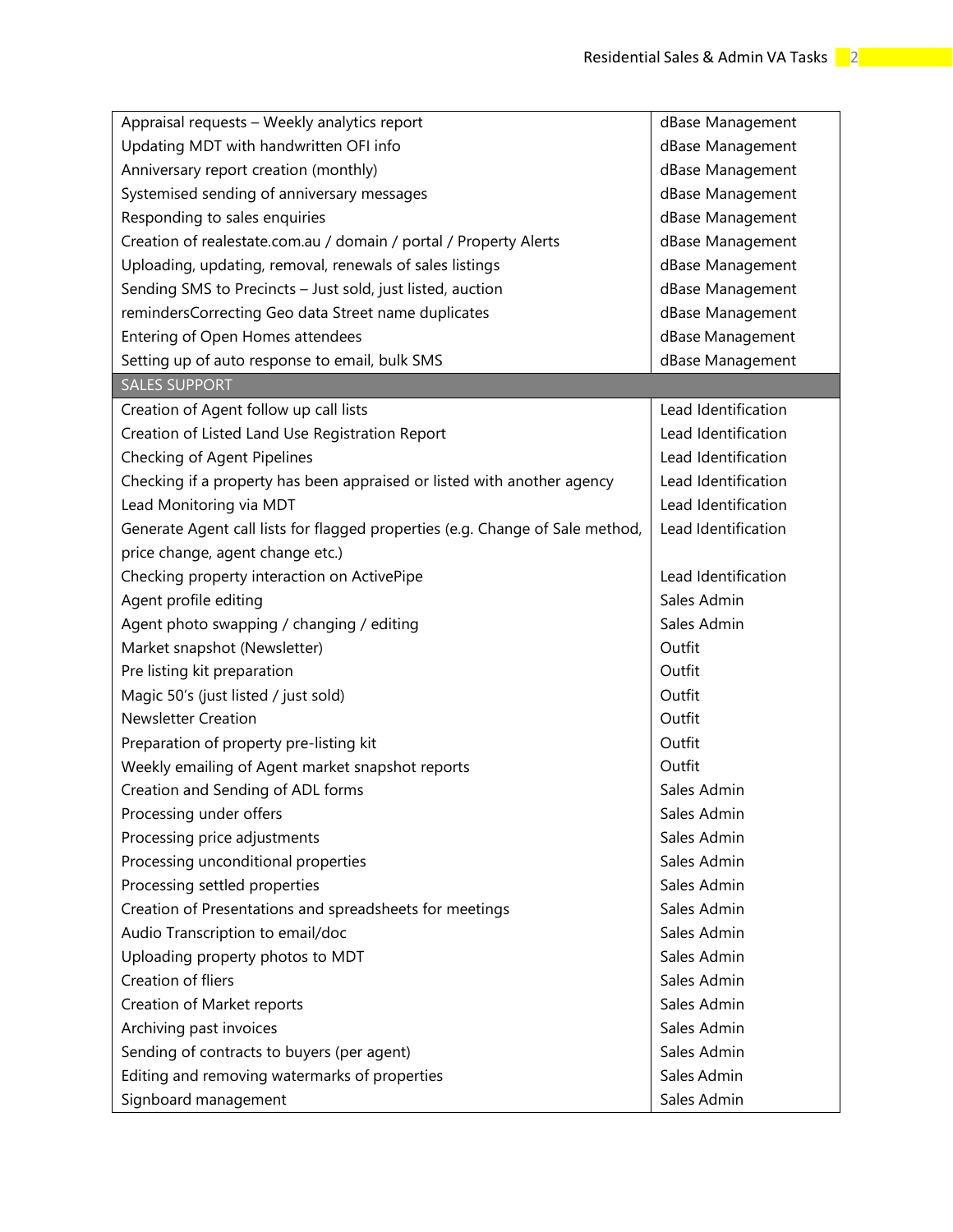| | |
|---|---|
| Appraisal requests – Weekly analytics report | dBase Management |
| Updating MDT with handwritten OFI info | dBase Management |
| Anniversary report creation (monthly) | dBase Management |
| Systemised sending of anniversary messages | dBase Management |
| Responding to sales enquiries | dBase Management |
| Creation of realestate.com.au / domain / portal / Property Alerts | dBase Management |
| Uploading, updating, removal, renewals of sales listings | dBase Management |
| Sending SMS to Precincts – Just sold, just listed, auction | dBase Management |
| remindersCorrecting Geo data Street name duplicates | dBase Management |
| Entering of Open Homes attendees | dBase Management |
| Setting up of auto response to email, bulk SMS | dBase Management |
| SALES SUPPORT | |
| Creation of Agent follow up call lists | Lead Identification |
| Creation of Listed Land Use Registration Report | Lead Identification |
| Checking of Agent Pipelines | Lead Identification |
| Checking if a property has been appraised or listed with another agency | Lead Identification |
| Lead Monitoring via MDT | Lead Identification |
| Generate Agent call lists for flagged properties (e.g. Change of Sale method, price change, agent change etc.) | Lead Identification |
| Checking property interaction on ActivePipe | Lead Identification |
| Agent profile editing | Sales Admin |
| Agent photo swapping / changing / editing | Sales Admin |
| Market snapshot (Newsletter) | Outfit |
| Pre listing kit preparation | Outfit |
| Magic 50's (just listed / just sold) | Outfit |
| Newsletter Creation | Outfit |
| Preparation of property pre-listing kit | Outfit |
| Weekly emailing of Agent market snapshot reports | Outfit |
| Creation and Sending of ADL forms | Sales Admin |
| Processing under offers | Sales Admin |
| Processing price adjustments | Sales Admin |
| Processing unconditional properties | Sales Admin |
| Processing settled properties | Sales Admin |
| Creation of Presentations and spreadsheets for meetings | Sales Admin |
| Audio Transcription to email/doc | Sales Admin |
| Uploading property photos to MDT | Sales Admin |
| Creation of fliers | Sales Admin |
| Creation of Market reports | Sales Admin |
| Archiving past invoices | Sales Admin |
| Sending of contracts to buyers (per agent) | Sales Admin |
| Editing and removing watermarks of properties | Sales Admin |
| Signboard management | Sales Admin |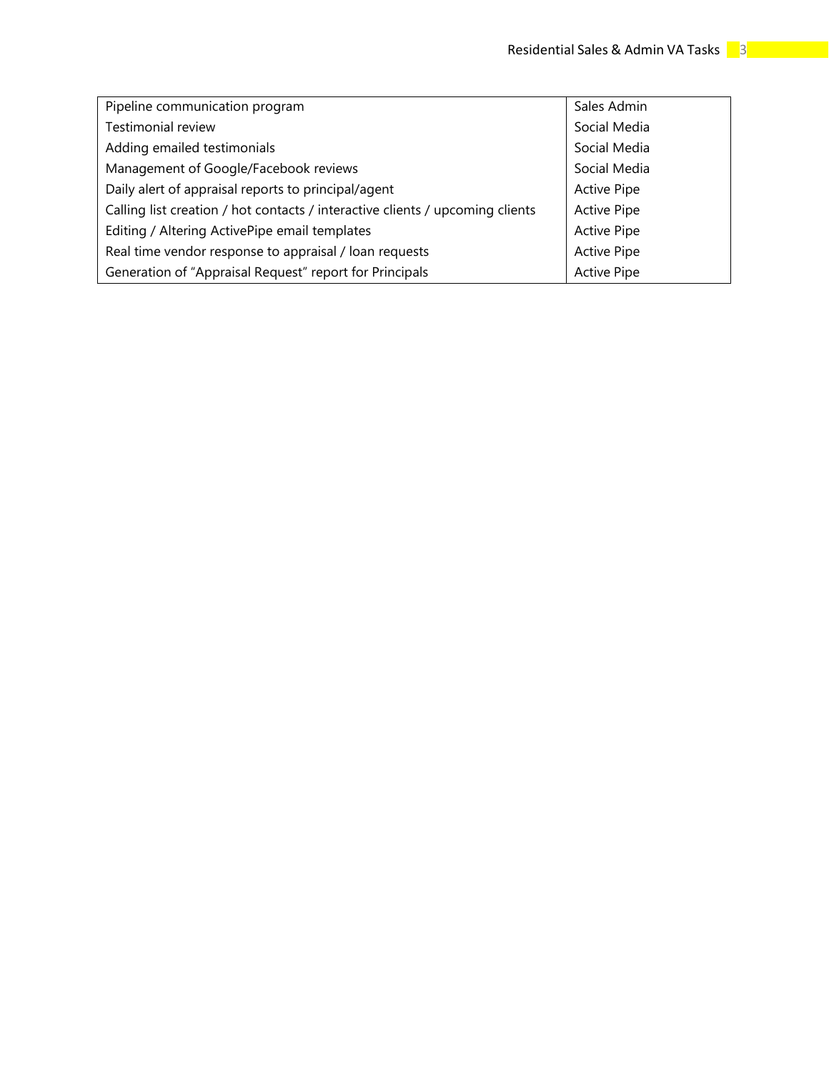| | |
|---|---|
| Pipeline communication program | Sales Admin |
| Testimonial review | Social Media |
| Adding emailed testimonials | Social Media |
| Management of Google/Facebook reviews | Social Media |
| Daily alert of appraisal reports to principal/agent | Active Pipe |
| Calling list creation / hot contacts / interactive clients / upcoming clients | Active Pipe |
| Editing / Altering ActivePipe email templates | Active Pipe |
| Real time vendor response to appraisal / loan requests | Active Pipe |
| Generation of "Appraisal Request" report for Principals | Active Pipe |